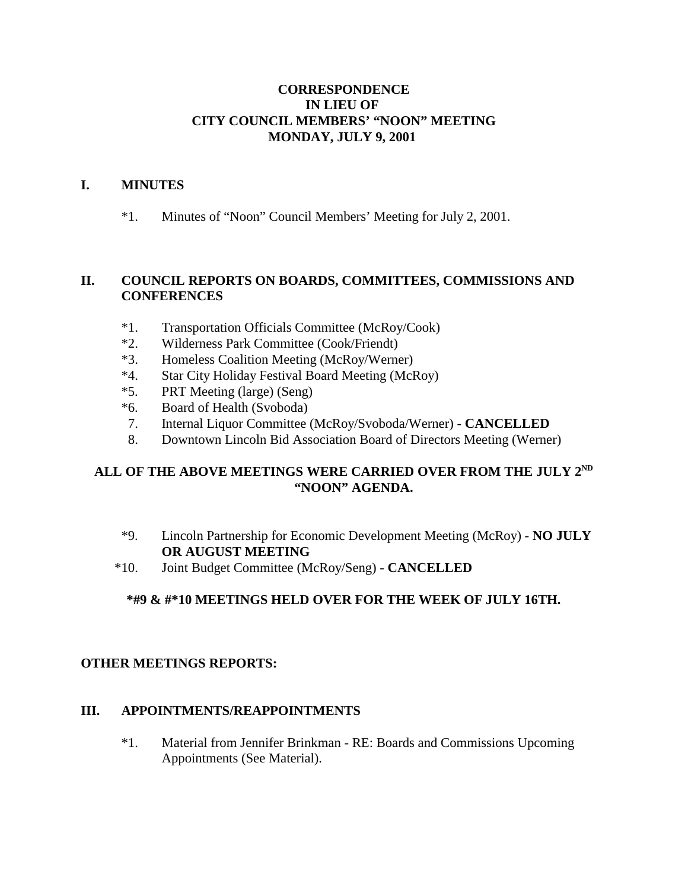# CORRESPONDENCE
# IN LIEU OF
# CITY COUNCIL MEMBERS' "NOON" MEETING
# MONDAY, JULY 9, 2001

## I. MINUTES

*1. Minutes of "Noon" Council Members' Meeting for July 2, 2001.

## II. COUNCIL REPORTS ON BOARDS, COMMITTEES, COMMISSIONS AND CONFERENCES

*1. Transportation Officials Committee (McRoy/Cook)
*2. Wilderness Park Committee (Cook/Friendt)
*3. Homeless Coalition Meeting (McRoy/Werner)
*4. Star City Holiday Festival Board Meeting (McRoy)
*5. PRT Meeting (large) (Seng)
*6. Board of Health (Svoboda)
7. Internal Liquor Committee (McRoy/Svoboda/Werner) - **CANCELLED**
8. Downtown Lincoln Bid Association Board of Directors Meeting (Werner)

**ALL OF THE ABOVE MEETINGS WERE CARRIED OVER FROM THE JULY 2ND "NOON" AGENDA.**

*9. Lincoln Partnership for Economic Development Meeting (McRoy) - **NO JULY OR AUGUST MEETING**
*10. Joint Budget Committee (McRoy/Seng) - **CANCELLED**

**\*#9 & #\*10 MEETINGS HELD OVER FOR THE WEEK OF JULY 16TH.**

**OTHER MEETINGS REPORTS:**

## III. APPOINTMENTS/REAPPOINTMENTS

*1. Material from Jennifer Brinkman - RE: Boards and Commissions Upcoming Appointments (See Material).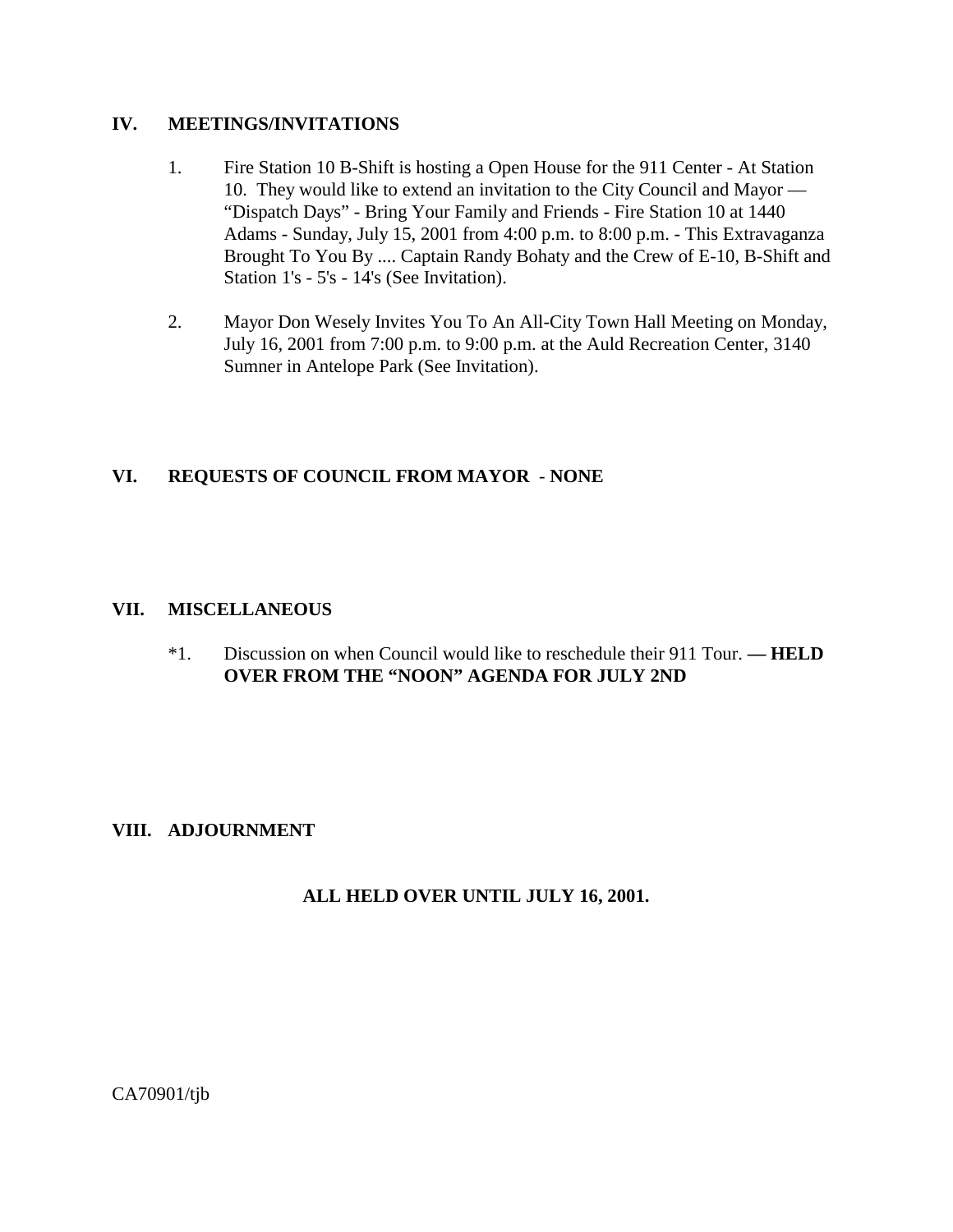## IV. MEETINGS/INVITATIONS

1. Fire Station 10 B-Shift is hosting a Open House for the 911 Center - At Station 10. They would like to extend an invitation to the City Council and Mayor — "Dispatch Days" - Bring Your Family and Friends - Fire Station 10 at 1440 Adams - Sunday, July 15, 2001 from 4:00 p.m. to 8:00 p.m. - This Extravaganza Brought To You By .... Captain Randy Bohaty and the Crew of E-10, B-Shift and Station 1's - 5's - 14's (See Invitation).

2. Mayor Don Wesely Invites You To An All-City Town Hall Meeting on Monday, July 16, 2001 from 7:00 p.m. to 9:00 p.m. at the Auld Recreation Center, 3140 Sumner in Antelope Park (See Invitation).

## VI. REQUESTS OF COUNCIL FROM MAYOR - NONE

## VII. MISCELLANEOUS

*1. Discussion on when Council would like to reschedule their 911 Tour. **— HELD OVER FROM THE "NOON" AGENDA FOR JULY 2ND**

## VIII. ADJOURNMENT

**ALL HELD OVER UNTIL JULY 16, 2001.**

CA70901/tjb